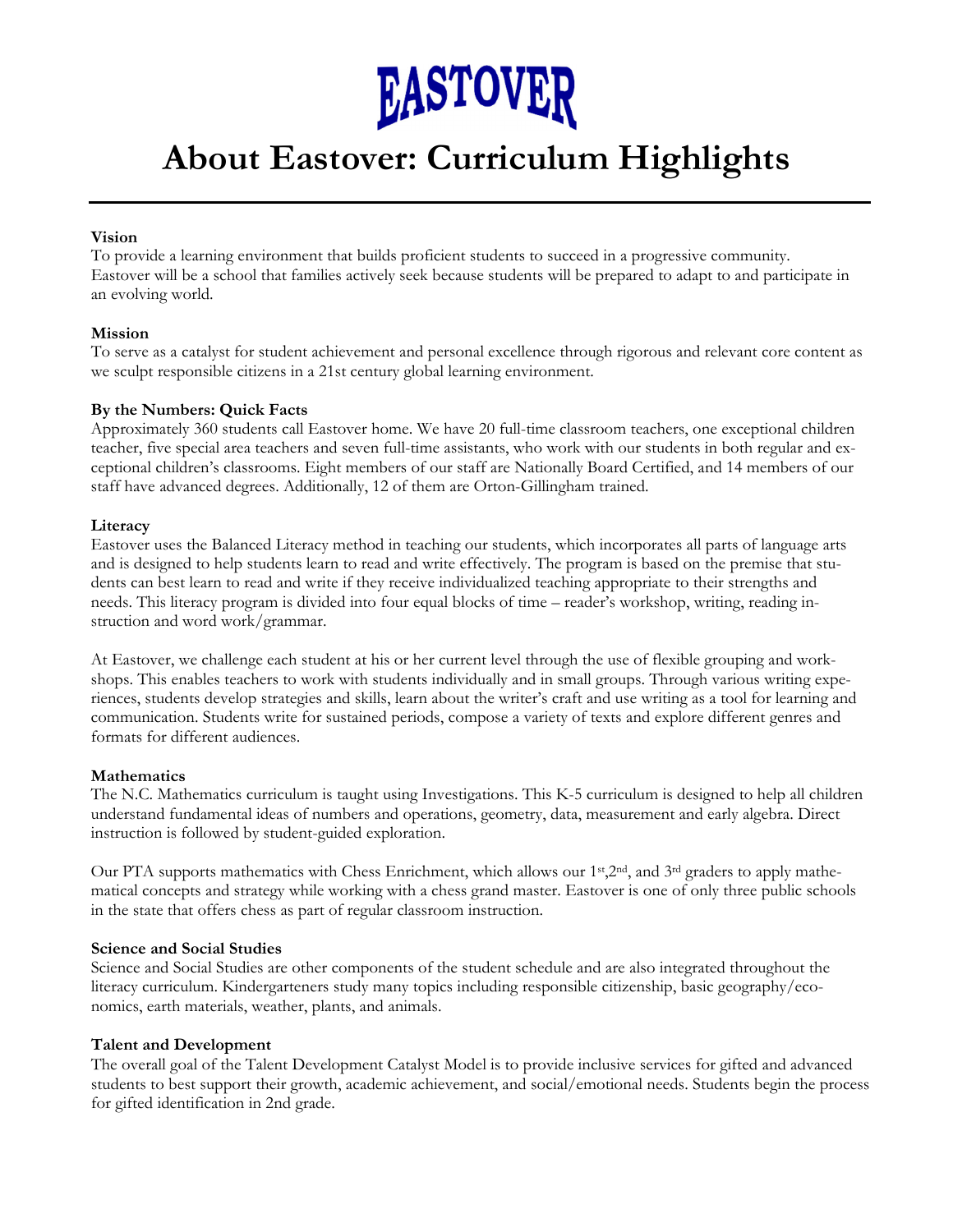# EASTOVER

# About Eastover: Curriculum Highlights

**Vision**
To provide a learning environment that builds proficient students to succeed in a progressive community. Eastover will be a school that families actively seek because students will be prepared to adapt to and participate in an evolving world.

**Mission**
To serve as a catalyst for student achievement and personal excellence through rigorous and relevant core content as we sculpt responsible citizens in a 21st century global learning environment.

**By the Numbers: Quick Facts**
Approximately 360 students call Eastover home. We have 20 full-time classroom teachers, one exceptional children teacher, five special area teachers and seven full-time assistants, who work with our students in both regular and exceptional children's classrooms. Eight members of our staff are Nationally Board Certified, and 14 members of our staff have advanced degrees. Additionally, 12 of them are Orton-Gillingham trained.

**Literacy**
Eastover uses the Balanced Literacy method in teaching our students, which incorporates all parts of language arts and is designed to help students learn to read and write effectively. The program is based on the premise that students can best learn to read and write if they receive individualized teaching appropriate to their strengths and needs. This literacy program is divided into four equal blocks of time – reader's workshop, writing, reading instruction and word work/grammar.

At Eastover, we challenge each student at his or her current level through the use of flexible grouping and workshops. This enables teachers to work with students individually and in small groups. Through various writing experiences, students develop strategies and skills, learn about the writer's craft and use writing as a tool for learning and communication. Students write for sustained periods, compose a variety of texts and explore different genres and formats for different audiences.

**Mathematics**
The N.C. Mathematics curriculum is taught using Investigations. This K-5 curriculum is designed to help all children understand fundamental ideas of numbers and operations, geometry, data, measurement and early algebra. Direct instruction is followed by student-guided exploration.

Our PTA supports mathematics with Chess Enrichment, which allows our 1st, 2nd, and 3rd graders to apply mathematical concepts and strategy while working with a chess grand master. Eastover is one of only three public schools in the state that offers chess as part of regular classroom instruction.

**Science and Social Studies**
Science and Social Studies are other components of the student schedule and are also integrated throughout the literacy curriculum. Kindergarteners study many topics including responsible citizenship, basic geography/economics, earth materials, weather, plants, and animals.

**Talent and Development**
The overall goal of the Talent Development Catalyst Model is to provide inclusive services for gifted and advanced students to best support their growth, academic achievement, and social/emotional needs. Students begin the process for gifted identification in 2nd grade.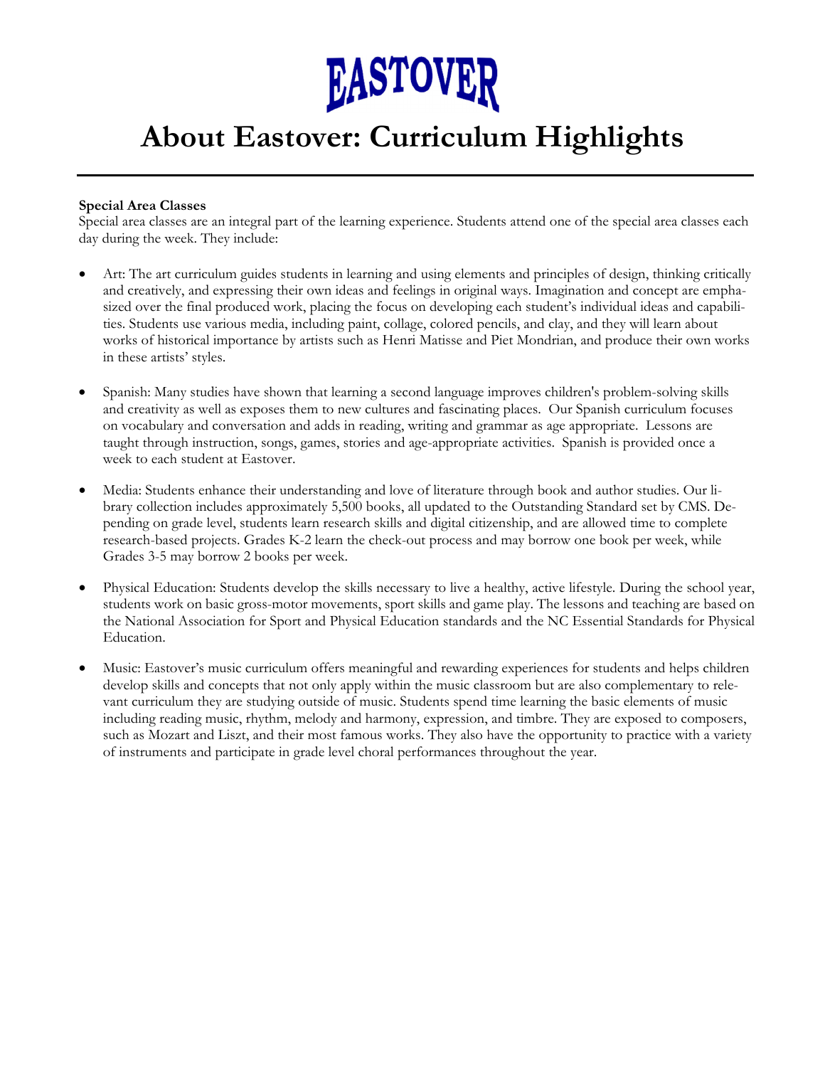# EASTOVER

# About Eastover: Curriculum Highlights

**Special Area Classes**

Special area classes are an integral part of the learning experience. Students attend one of the special area classes each day during the week. They include:

- Art: The art curriculum guides students in learning and using elements and principles of design, thinking critically and creatively, and expressing their own ideas and feelings in original ways. Imagination and concept are emphasized over the final produced work, placing the focus on developing each student's individual ideas and capabilities. Students use various media, including paint, collage, colored pencils, and clay, and they will learn about works of historical importance by artists such as Henri Matisse and Piet Mondrian, and produce their own works in these artists' styles.

- Spanish: Many studies have shown that learning a second language improves children's problem-solving skills and creativity as well as exposes them to new cultures and fascinating places. Our Spanish curriculum focuses on vocabulary and conversation and adds in reading, writing and grammar as age appropriate. Lessons are taught through instruction, songs, games, stories and age-appropriate activities. Spanish is provided once a week to each student at Eastover.

- Media: Students enhance their understanding and love of literature through book and author studies. Our library collection includes approximately 5,500 books, all updated to the Outstanding Standard set by CMS. Depending on grade level, students learn research skills and digital citizenship, and are allowed time to complete research-based projects. Grades K-2 learn the check-out process and may borrow one book per week, while Grades 3-5 may borrow 2 books per week.

- Physical Education: Students develop the skills necessary to live a healthy, active lifestyle. During the school year, students work on basic gross-motor movements, sport skills and game play. The lessons and teaching are based on the National Association for Sport and Physical Education standards and the NC Essential Standards for Physical Education.

- Music: Eastover's music curriculum offers meaningful and rewarding experiences for students and helps children develop skills and concepts that not only apply within the music classroom but are also complementary to relevant curriculum they are studying outside of music. Students spend time learning the basic elements of music including reading music, rhythm, melody and harmony, expression, and timbre. They are exposed to composers, such as Mozart and Liszt, and their most famous works. They also have the opportunity to practice with a variety of instruments and participate in grade level choral performances throughout the year.